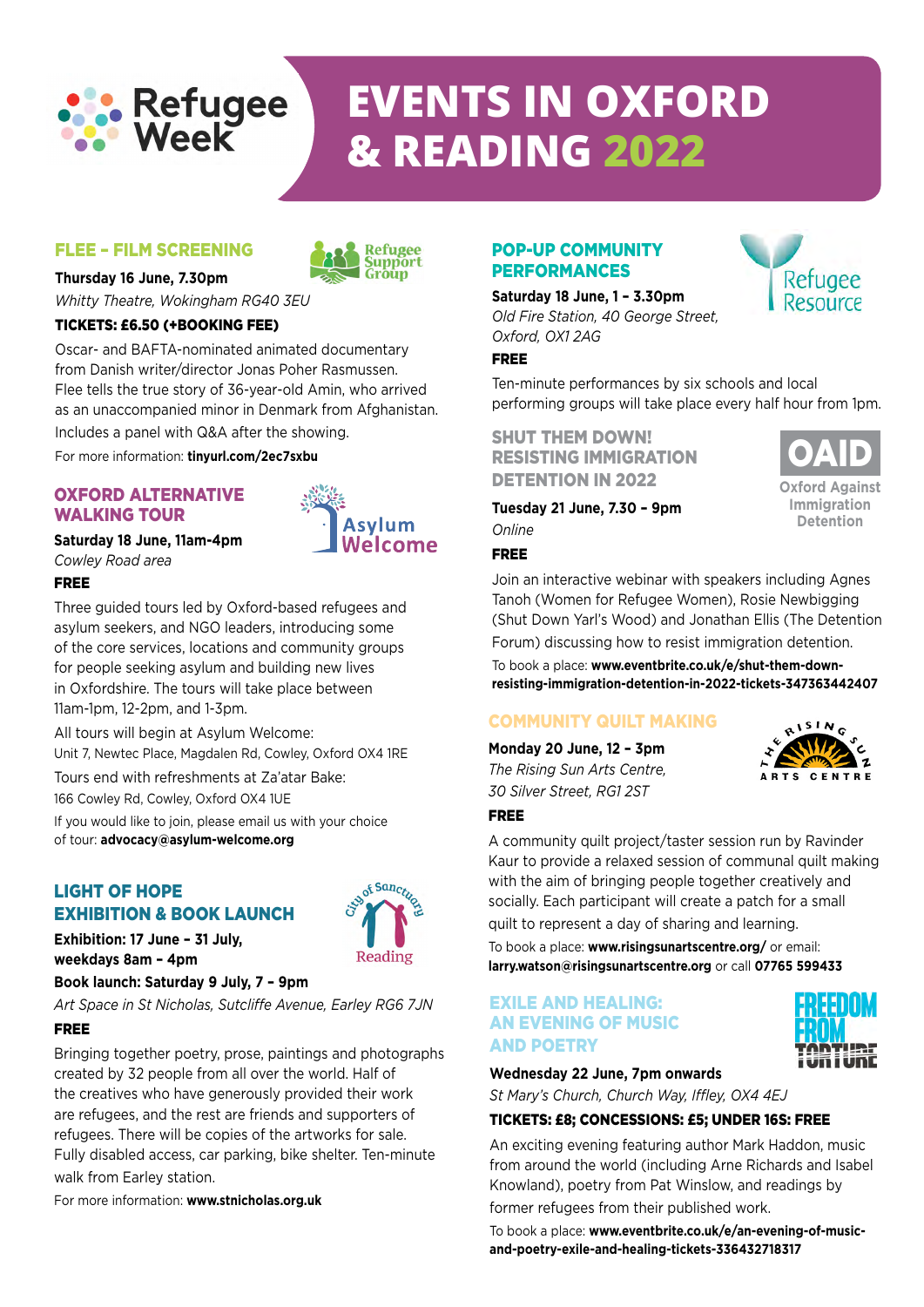Refugee Week

# EVENTS IN OXFORD & READING 2022

## FLEE – FILM SCREENING

Refugee Support Group

**Thursday 16 June, 7.30pm**

*Whitty Theatre, Wokingham RG40 3EU*

**TICKETS: £6.50 (+BOOKING FEE)**

Oscar- and BAFTA-nominated animated documentary from Danish writer/director Jonas Poher Rasmussen. Flee tells the true story of 36-year-old Amin, who arrived as an unaccompanied minor in Denmark from Afghanistan. Includes a panel with Q&A after the showing.

For more information: **tinyurl.com/2ec7sxbu**

## OXFORD ALTERNATIVE WALKING TOUR

Asylum Welcome

**Saturday 18 June, 11am-4pm**

*Cowley Road area*

**FREE**

Three guided tours led by Oxford-based refugees and asylum seekers, and NGO leaders, introducing some of the core services, locations and community groups for people seeking asylum and building new lives in Oxfordshire. The tours will take place between 11am-1pm, 12-2pm, and 1-3pm.

All tours will begin at Asylum Welcome:
Unit 7, Newtec Place, Magdalen Rd, Cowley, Oxford OX4 1RE

Tours end with refreshments at Za'atar Bake:
166 Cowley Rd, Cowley, Oxford OX4 1UE

If you would like to join, please email us with your choice of tour: **advocacy@asylum-welcome.org**

## LIGHT OF HOPE EXHIBITION & BOOK LAUNCH

City of Sanctuary Reading

**Exhibition: 17 June – 31 July, weekdays 8am – 4pm**

**Book launch: Saturday 9 July, 7 – 9pm**

*Art Space in St Nicholas, Sutcliffe Avenue, Earley RG6 7JN*

**FREE**

Bringing together poetry, prose, paintings and photographs created by 32 people from all over the world. Half of the creatives who have generously provided their work are refugees, and the rest are friends and supporters of refugees. There will be copies of the artworks for sale. Fully disabled access, car parking, bike shelter. Ten-minute walk from Earley station.

For more information: **www.stnicholas.org.uk**

## POP-UP COMMUNITY PERFORMANCES

Refugee Resource

**Saturday 18 June, 1 – 3.30pm**

*Old Fire Station, 40 George Street, Oxford, OX1 2AG*

**FREE**

Ten-minute performances by six schools and local performing groups will take place every half hour from 1pm.

## SHUT THEM DOWN! RESISTING IMMIGRATION DETENTION IN 2022

OAID Oxford Against Immigration Detention

**Tuesday 21 June, 7.30 – 9pm**

*Online*

**FREE**

Join an interactive webinar with speakers including Agnes Tanoh (Women for Refugee Women), Rosie Newbigging (Shut Down Yarl's Wood) and Jonathan Ellis (The Detention Forum) discussing how to resist immigration detention.

To book a place: **www.eventbrite.co.uk/e/shut-them-down-resisting-immigration-detention-in-2022-tickets-347363442407**

## COMMUNITY QUILT MAKING

The Rising Sun Arts Centre

**Monday 20 June, 12 – 3pm**

*The Rising Sun Arts Centre, 30 Silver Street, RG1 2ST*

**FREE**

A community quilt project/taster session run by Ravinder Kaur to provide a relaxed session of communal quilt making with the aim of bringing people together creatively and socially. Each participant will create a patch for a small quilt to represent a day of sharing and learning.

To book a place: **www.risingsunartscentre.org/** or email: **larry.watson@risingsunartscentre.org** or call **07765 599433**

## EXILE AND HEALING: AN EVENING OF MUSIC AND POETRY

Freedom from Torture

**Wednesday 22 June, 7pm onwards**

*St Mary's Church, Church Way, Iffley, OX4 4EJ*

**TICKETS: £8; CONCESSIONS: £5; UNDER 16S: FREE**

An exciting evening featuring author Mark Haddon, music from around the world (including Arne Richards and Isabel Knowland), poetry from Pat Winslow, and readings by former refugees from their published work.

To book a place: **www.eventbrite.co.uk/e/an-evening-of-music-and-poetry-exile-and-healing-tickets-336432718317**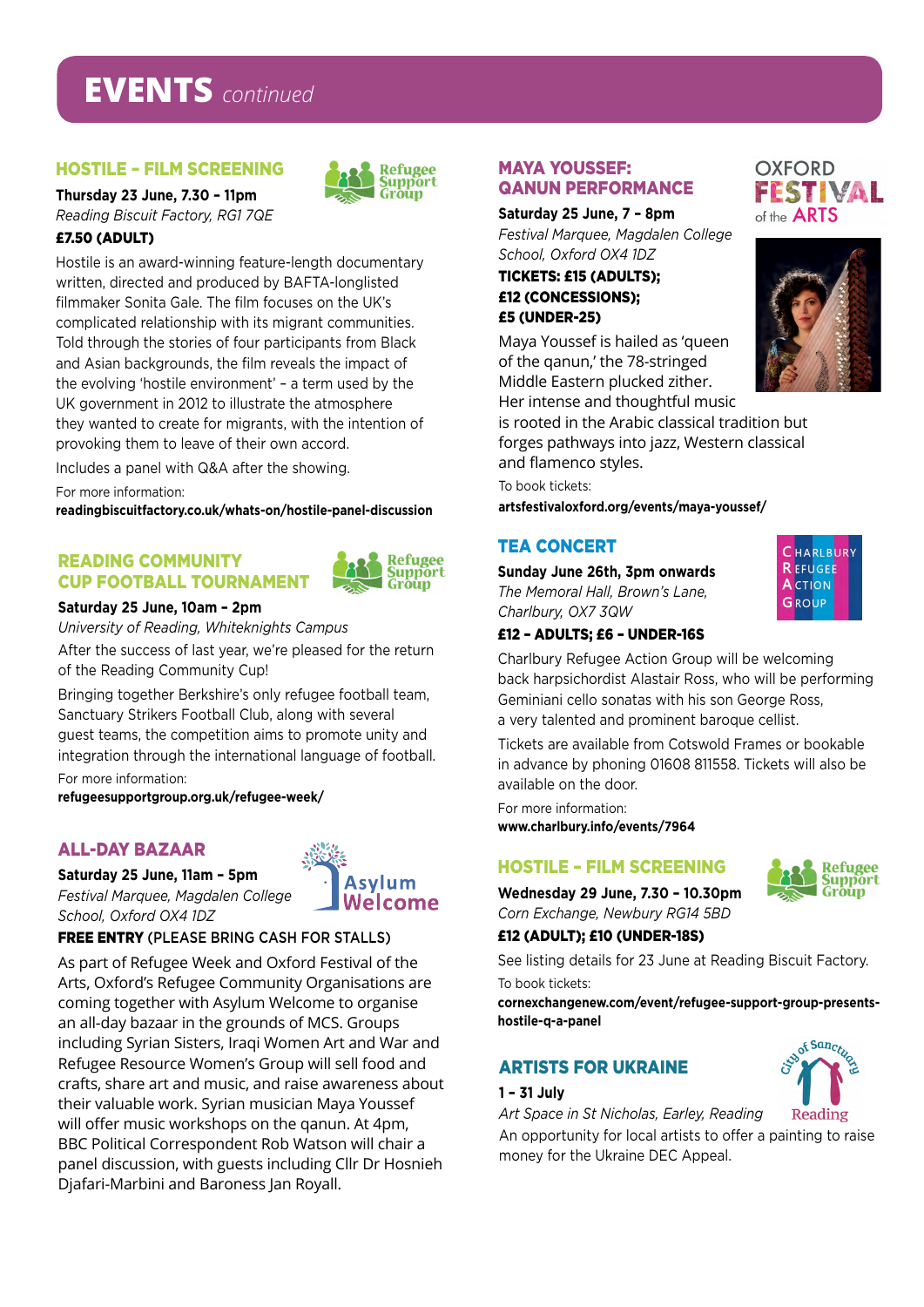# EVENTS *continued*

## HOSTILE – FILM SCREENING

**Thursday 23 June, 7.30 – 11pm**
*Reading Biscuit Factory, RG1 7QE*
**£7.50 (ADULT)**

Hostile is an award-winning feature-length documentary written, directed and produced by BAFTA-longlisted filmmaker Sonita Gale. The film focuses on the UK's complicated relationship with its migrant communities. Told through the stories of four participants from Black and Asian backgrounds, the film reveals the impact of the evolving 'hostile environment' – a term used by the UK government in 2012 to illustrate the atmosphere they wanted to create for migrants, with the intention of provoking them to leave of their own accord.

Includes a panel with Q&A after the showing.

For more information:
**readingbiscuitfactory.co.uk/whats-on/hostile-panel-discussion**

## READING COMMUNITY CUP FOOTBALL TOURNAMENT

**Saturday 25 June, 10am – 2pm**
*University of Reading, Whiteknights Campus*

After the success of last year, we're pleased for the return of the Reading Community Cup!

Bringing together Berkshire's only refugee football team, Sanctuary Strikers Football Club, along with several guest teams, the competition aims to promote unity and integration through the international language of football.

For more information:
**refugeesupportgroup.org.uk/refugee-week/**

## ALL-DAY BAZAAR

**Saturday 25 June, 11am – 5pm**
*Festival Marquee, Magdalen College School, Oxford OX4 1DZ*
**FREE ENTRY** (PLEASE BRING CASH FOR STALLS)

As part of Refugee Week and Oxford Festival of the Arts, Oxford's Refugee Community Organisations are coming together with Asylum Welcome to organise an all-day bazaar in the grounds of MCS. Groups including Syrian Sisters, Iraqi Women Art and War and Refugee Resource Women's Group will sell food and crafts, share art and music, and raise awareness about their valuable work. Syrian musician Maya Youssef will offer music workshops on the qanun. At 4pm, BBC Political Correspondent Rob Watson will chair a panel discussion, with guests including Cllr Dr Hosnieh Djafari-Marbini and Baroness Jan Royall.

## MAYA YOUSSEF: QANUN PERFORMANCE

**Saturday 25 June, 7 – 8pm**
*Festival Marquee, Magdalen College School, Oxford OX4 1DZ*
**TICKETS: £15 (ADULTS); £12 (CONCESSIONS); £5 (UNDER-25)**

Maya Youssef is hailed as 'queen of the qanun,' the 78-stringed Middle Eastern plucked zither. Her intense and thoughtful music is rooted in the Arabic classical tradition but forges pathways into jazz, Western classical and flamenco styles.

To book tickets:
**artsfestivaloxford.org/events/maya-youssef/**

## TEA CONCERT

**Sunday June 26th, 3pm onwards**
*The Memorial Hall, Brown's Lane, Charlbury, OX7 3QW*
**£12 – ADULTS; £6 – UNDER-16S**

Charlbury Refugee Action Group will be welcoming back harpsichordist Alastair Ross, who will be performing Geminiani cello sonatas with his son George Ross, a very talented and prominent baroque cellist.

Tickets are available from Cotswold Frames or bookable in advance by phoning 01608 811558. Tickets will also be available on the door.

For more information:
**www.charlbury.info/events/7964**

## HOSTILE – FILM SCREENING

**Wednesday 29 June, 7.30 – 10.30pm**
*Corn Exchange, Newbury RG14 5BD*
**£12 (ADULT); £10 (UNDER-18S)**

See listing details for 23 June at Reading Biscuit Factory.

To book tickets:
**cornexchangenew.com/event/refugee-support-group-presents-hostile-q-a-panel**

## ARTISTS FOR UKRAINE

**1 – 31 July**
*Art Space in St Nicholas, Earley, Reading*

An opportunity for local artists to offer a painting to raise money for the Ukraine DEC Appeal.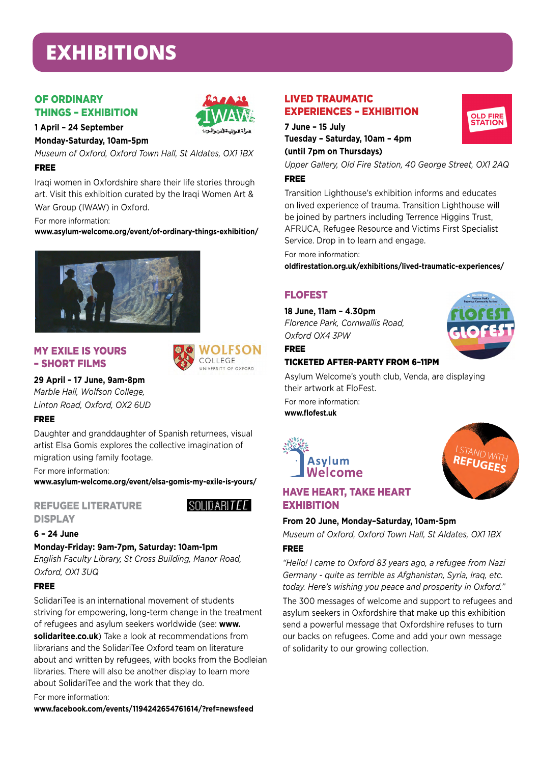# EXHIBITIONS

## OF ORDINARY THINGS - EXHIBITION

**1 April - 24 September**

**Monday-Saturday, 10am-5pm**

*Museum of Oxford, Oxford Town Hall, St Aldates, OX1 1BX*

**FREE**

Iraqi women in Oxfordshire share their life stories through art. Visit this exhibition curated by the Iraqi Women Art & War Group (IWAW) in Oxford.

For more information:
**www.asylum-welcome.org/event/of-ordinary-things-exhibition/**

## MY EXILE IS YOURS - SHORT FILMS

**29 April - 17 June, 9am-8pm**

*Marble Hall, Wolfson College, Linton Road, Oxford, OX2 6UD*

**FREE**

Daughter and granddaughter of Spanish returnees, visual artist Elsa Gomis explores the collective imagination of migration using family footage.

For more information:
**www.asylum-welcome.org/event/elsa-gomis-my-exile-is-yours/**

## REFUGEE LITERATURE DISPLAY

**6 - 24 June**

**Monday-Friday: 9am-7pm, Saturday: 10am-1pm**

*English Faculty Library, St Cross Building, Manor Road, Oxford, OX1 3UQ*

**FREE**

SolidariTee is an international movement of students striving for empowering, long-term change in the treatment of refugees and asylum seekers worldwide (see: **www.solidaritee.co.uk**) Take a look at recommendations from librarians and the SolidariTee Oxford team on literature about and written by refugees, with books from the Bodleian libraries. There will also be another display to learn more about SolidariTee and the work that they do.

For more information:
**www.facebook.com/events/1194242654761614/?ref=newsfeed**

## LIVED TRAUMATIC EXPERIENCES - EXHIBITION

**7 June - 15 July**

**Tuesday - Saturday, 10am - 4pm (until 7pm on Thursdays)**

*Upper Gallery, Old Fire Station, 40 George Street, OX1 2AQ*

**FREE**

Transition Lighthouse's exhibition informs and educates on lived experience of trauma. Transition Lighthouse will be joined by partners including Terrence Higgins Trust, AFRUCA, Refugee Resource and Victims First Specialist Service. Drop in to learn and engage.

For more information:
**oldfirestation.org.uk/exhibitions/lived-traumatic-experiences/**

## FLOFEST

**18 June, 11am - 4.30pm**

*Florence Park, Cornwallis Road, Oxford OX4 3PW*

**FREE**

**TICKETED AFTER-PARTY FROM 6-11PM**

Asylum Welcome's youth club, Venda, are displaying their artwork at FloFest.

For more information:
**www.flofest.uk**

## HAVE HEART, TAKE HEART EXHIBITION

**From 20 June, Monday-Saturday, 10am-5pm**

*Museum of Oxford, Oxford Town Hall, St Aldates, OX1 1BX*

**FREE**

*"Hello! I came to Oxford 83 years ago, a refugee from Nazi Germany - quite as terrible as Afghanistan, Syria, Iraq, etc. today. Here's wishing you peace and prosperity in Oxford."*

The 300 messages of welcome and support to refugees and asylum seekers in Oxfordshire that make up this exhibition send a powerful message that Oxfordshire refuses to turn our backs on refugees. Come and add your own message of solidarity to our growing collection.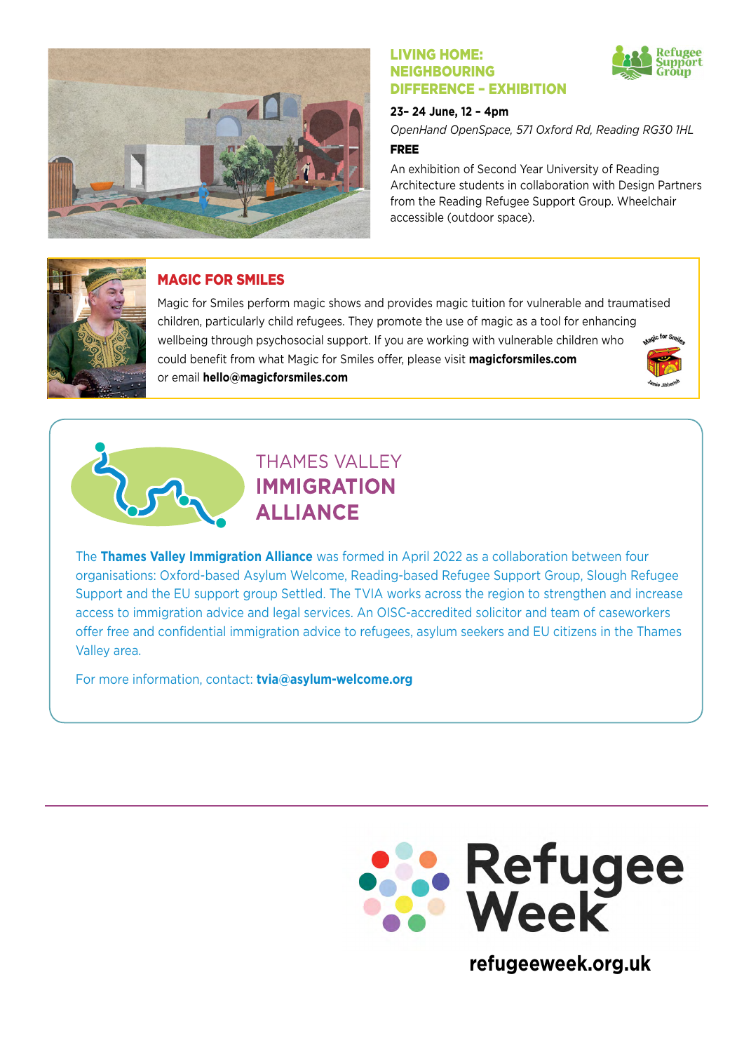## LIVING HOME: NEIGHBOURING DIFFERENCE - EXHIBITION

Refugee Support Group

**23– 24 June, 12 – 4pm**

*OpenHand OpenSpace, 571 Oxford Rd, Reading RG30 1HL*

**FREE**

An exhibition of Second Year University of Reading Architecture students in collaboration with Design Partners from the Reading Refugee Support Group. Wheelchair accessible (outdoor space).

## MAGIC FOR SMILES

Magic for Smiles perform magic shows and provides magic tuition for vulnerable and traumatised children, particularly child refugees. They promote the use of magic as a tool for enhancing wellbeing through psychosocial support. If you are working with vulnerable children who could benefit from what Magic for Smiles offer, please visit **magicforsmiles.com** or email **hello@magicforsmiles.com**

## THAMES VALLEY **IMMIGRATION ALLIANCE**

The **Thames Valley Immigration Alliance** was formed in April 2022 as a collaboration between four organisations: Oxford-based Asylum Welcome, Reading-based Refugee Support Group, Slough Refugee Support and the EU support group Settled. The TVIA works across the region to strengthen and increase access to immigration advice and legal services. An OISC-accredited solicitor and team of caseworkers offer free and confidential immigration advice to refugees, asylum seekers and EU citizens in the Thames Valley area.

For more information, contact: **tvia@asylum-welcome.org**

Refugee Week

**refugeeweek.org.uk**